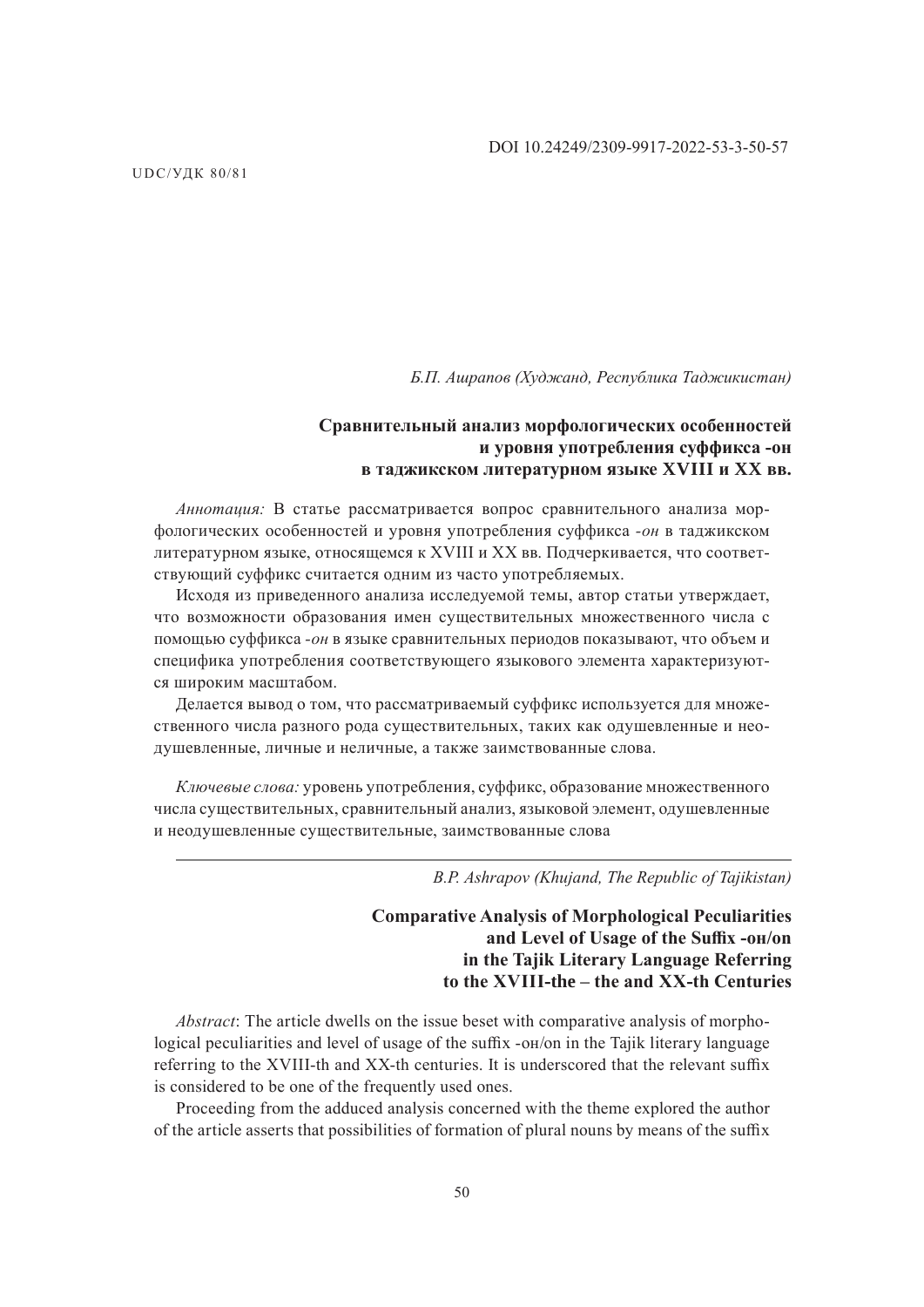DOI 10.24249/2309-9917-2022-53-3-50-57

UDC/УДК 80/81

*Б.П. Ашрапов (Худжанд, Республика Таджикистан)*

## Сравнительный анализ морфологических особенностей и уровня употребления суффикса -он в таджикском литературном языке XVIII и XX вв.

*Аннотация:* В статье рассматривается вопрос сравнительного анализа морфологических особенностей и уровня употребления суффикса *-он* в таджикском литературном языке, относящемся к XVIII и XX вв. Подчеркивается, что соответствующий суффикс считается одним из часто употребляемых.

Исходя из приведенного анализа исследуемой темы, автор статьи утверждает, что возможности образования имен существительных множественного числа с помощью суффикса *-он* в языке сравнительных периодов показывают, что объем и специфика употребления соответствующего языкового элемента характеризуются широким масштабом.

Делается вывод о том, что рассматриваемый суффикс используется для множественного числа разного рода существительных, таких как одушевленные и неодушевленные, личные и неличные, а также заимствованные слова.

*Ключевые слова:* уровень употребления, суффикс, образование множественного числа существительных, сравнительный анализ, языковой элемент, одушевленные и неодушевленные существительные, заимствованные слова

---

*B.P. Ashrapov (Khujand, The Republic of Tajikistan)*

## Comparative Analysis of Morphological Peculiarities and Level of Usage of the Suffix -он/on in the Tajik Literary Language Referring to the XVIII-the – the and XX-th Centuries

*Abstract*: The article dwells on the issue beset with comparative analysis of morphological peculiarities and level of usage of the suffix -он/on in the Tajik literary language referring to the XVIII-th and XX-th centuries. It is underscored that the relevant suffix is considered to be one of the frequently used ones.

Proceeding from the adduced analysis concerned with the theme explored the author of the article asserts that possibilities of formation of plural nouns by means of the suffix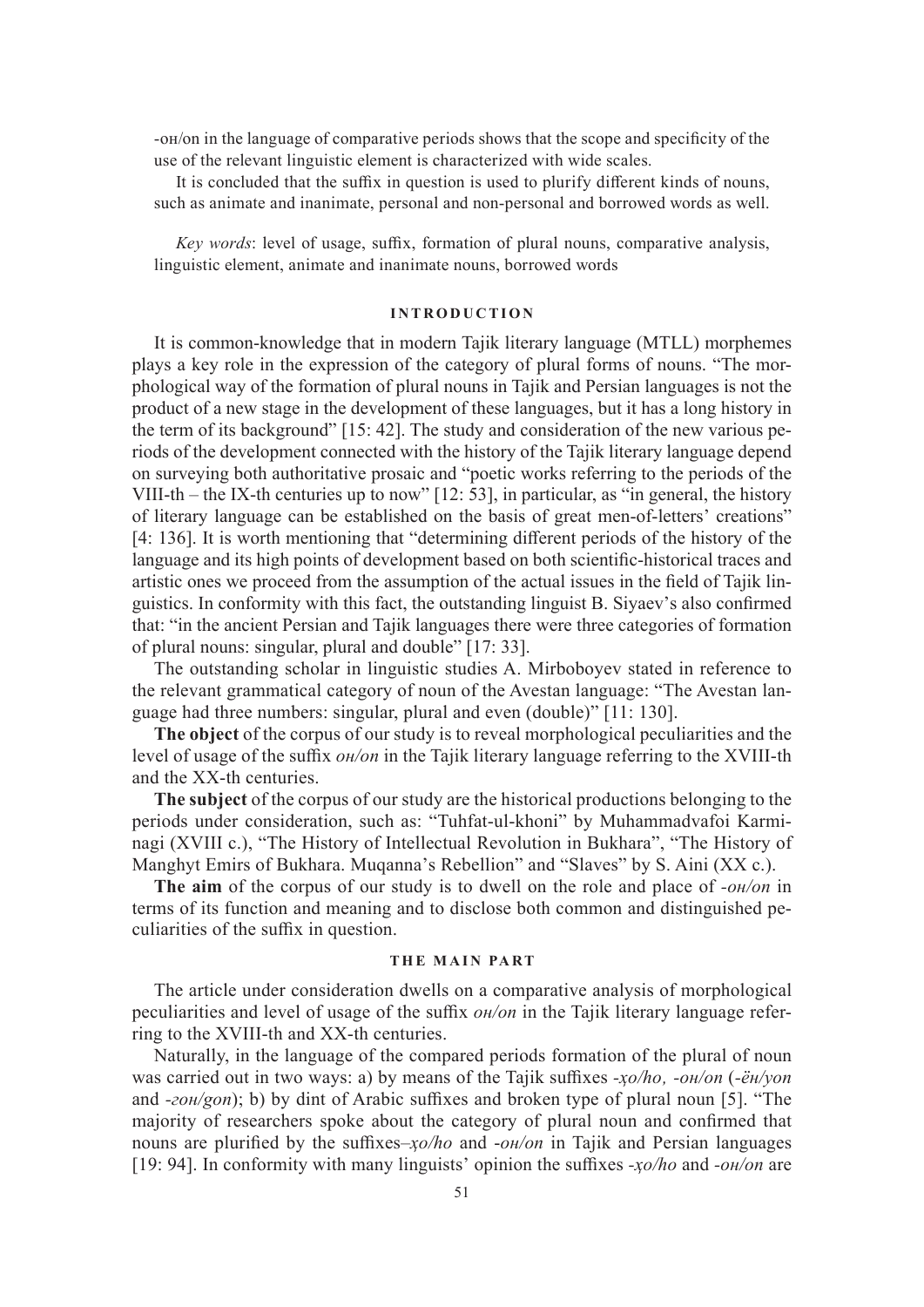-он/on in the language of comparative periods shows that the scope and specificity of the use of the relevant linguistic element is characterized with wide scales.

It is concluded that the suffix in question is used to plurify different kinds of nouns, such as animate and inanimate, personal and non-personal and borrowed words as well.

*Key words*: level of usage, suffix, formation of plural nouns, comparative analysis, linguistic element, animate and inanimate nouns, borrowed words

## INTRODUCTION

It is common-knowledge that in modern Tajik literary language (MTLL) morphemes plays a key role in the expression of the category of plural forms of nouns. "The morphological way of the formation of plural nouns in Tajik and Persian languages is not the product of a new stage in the development of these languages, but it has a long history in the term of its background" [15: 42]. The study and consideration of the new various periods of the development connected with the history of the Tajik literary language depend on surveying both authoritative prosaic and "poetic works referring to the periods of the VIII-th – the IX-th centuries up to now" [12: 53], in particular, as "in general, the history of literary language can be established on the basis of great men-of-letters' creations" [4: 136]. It is worth mentioning that "determining different periods of the history of the language and its high points of development based on both scientific-historical traces and artistic ones we proceed from the assumption of the actual issues in the field of Tajik linguistics. In conformity with this fact, the outstanding linguist B. Siyaev's also confirmed that: "in the ancient Persian and Tajik languages there were three categories of formation of plural nouns: singular, plural and double" [17: 33].

The outstanding scholar in linguistic studies A. Mirboboyev stated in reference to the relevant grammatical category of noun of the Avestan language: "The Avestan language had three numbers: singular, plural and even (double)" [11: 130].

**The object** of the corpus of our study is to reveal morphological peculiarities and the level of usage of the suffix *он/on* in the Tajik literary language referring to the XVIII-th and the XX-th centuries.

**The subject** of the corpus of our study are the historical productions belonging to the periods under consideration, such as: "Tuhfat-ul-khoni" by Muhammadvafoi Karminagi (XVIII c.), "The History of Intellectual Revolution in Bukhara", "The History of Manghyt Emirs of Bukhara. Muqanna's Rebellion" and "Slaves" by S. Aini (XX c.).

**The aim** of the corpus of our study is to dwell on the role and place of *-он/on* in terms of its function and meaning and to disclose both common and distinguished peculiarities of the suffix in question.

## THE MAIN PART

The article under consideration dwells on a comparative analysis of morphological peculiarities and level of usage of the suffix *он/on* in the Tajik literary language referring to the XVIII-th and XX-th centuries.

Naturally, in the language of the compared periods formation of the plural of noun was carried out in two ways: a) by means of the Tajik suffixes *-ҳо/ho, -он/on* (*-ён/yon* and *-гон/gon*); b) by dint of Arabic suffixes and broken type of plural noun [5]. "The majority of researchers spoke about the category of plural noun and confirmed that nouns are plurified by the suffixes–*ҳо/ho* and *-он/on* in Tajik and Persian languages [19: 94]. In conformity with many linguists' opinion the suffixes *-ҳо/ho* and *-он/on* are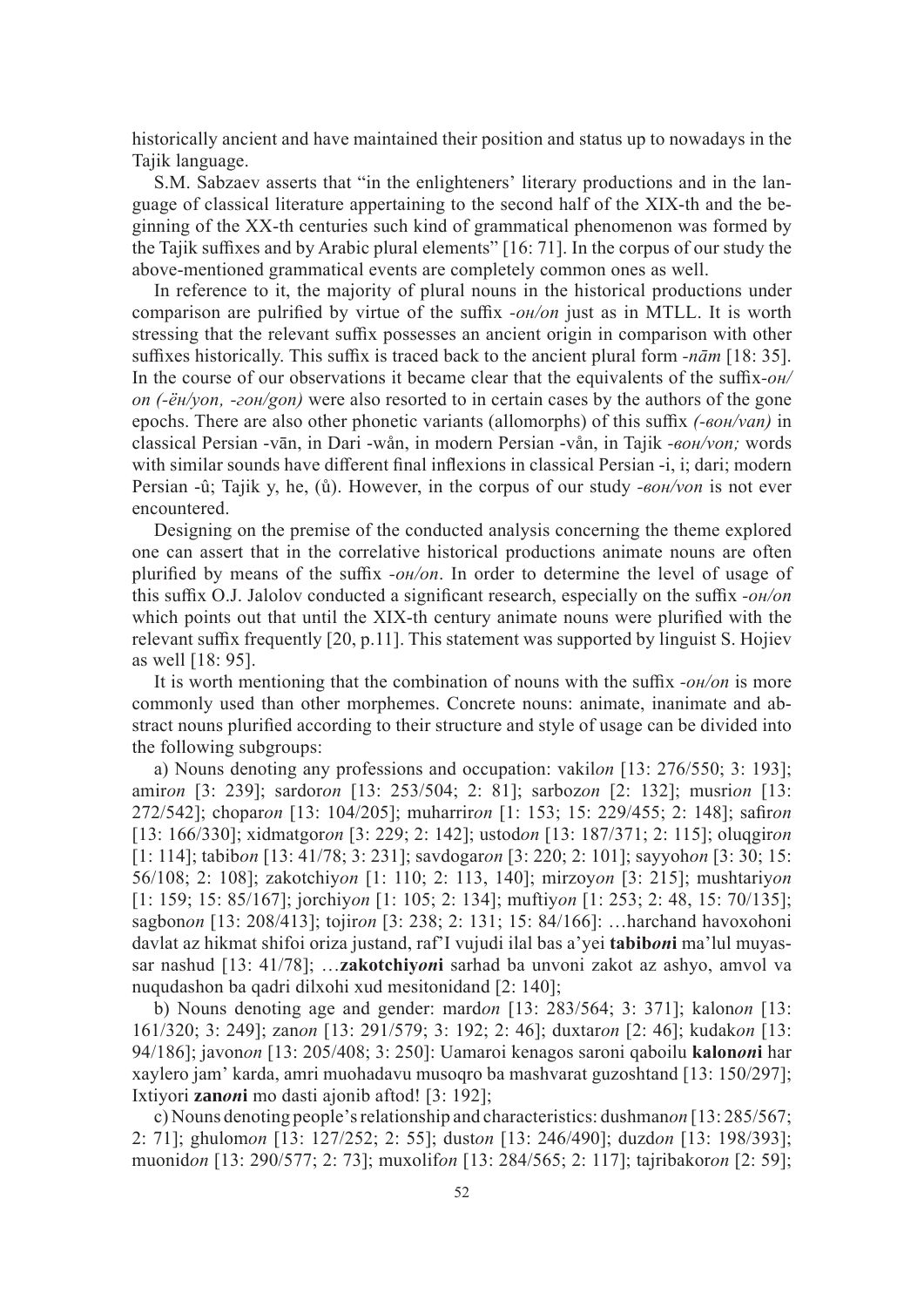historically ancient and have maintained their position and status up to nowadays in the Tajik language.

S.M. Sabzaev asserts that "in the enlighteners' literary productions and in the language of classical literature appertaining to the second half of the XIX-th and the beginning of the XX-th centuries such kind of grammatical phenomenon was formed by the Tajik suffixes and by Arabic plural elements" [16: 71]. In the corpus of our study the above-mentioned grammatical events are completely common ones as well.

In reference to it, the majority of plural nouns in the historical productions under comparison are pulrified by virtue of the suffix *-он/on* just as in MTLL. It is worth stressing that the relevant suffix possesses an ancient origin in comparison with other suffixes historically. This suffix is traced back to the ancient plural form *-nām* [18: 35]. In the course of our observations it became clear that the equivalents of the suffix*-он/on (-ён/yon, -гон/gon)* were also resorted to in certain cases by the authors of the gone epochs. There are also other phonetic variants (allomorphs) of this suffix *(-вон/van)* in classical Persian -vān, in Dari -wån, in modern Persian -vån, in Tajik *-вон/von;* words with similar sounds have different final inflexions in classical Persian -i, i; dari; modern Persian -û; Tajik y, he, (ů). However, in the corpus of our study *-вон/von* is not ever encountered.

Designing on the premise of the conducted analysis concerning the theme explored one can assert that in the correlative historical productions animate nouns are often plurified by means of the suffix *-он/on*. In order to determine the level of usage of this suffix O.J. Jalolov conducted a significant research, especially on the suffix *-он/on* which points out that until the XIX-th century animate nouns were plurified with the relevant suffix frequently [20, p.11]. This statement was supported by linguist S. Hojiev as well [18: 95].

It is worth mentioning that the combination of nouns with the suffix *-он/on* is more commonly used than other morphemes. Concrete nouns: animate, inanimate and abstract nouns plurified according to their structure and style of usage can be divided into the following subgroups:

a) Nouns denoting any professions and occupation: vakil*on* [13: 276/550; 3: 193]; amir*on* [3: 239]; sardor*on* [13: 253/504; 2: 81]; sarboz*on* [2: 132]; musri*on* [13: 272/542]; chopar*on* [13: 104/205]; muharrir*on* [1: 153; 15: 229/455; 2: 148]; safir*on* [13: 166/330]; xidmatgor*on* [3: 229; 2: 142]; ustod*on* [13: 187/371; 2: 115]; oluqgir*on* [1: 114]; tabib*on* [13: 41/78; 3: 231]; savdogar*on* [3: 220; 2: 101]; sayyoh*on* [3: 30; 15: 56/108; 2: 108]; zakotchiy*on* [1: 110; 2: 113, 140]; mirzoy*on* [3: 215]; mushtariy*on* [1: 159; 15: 85/167]; jorchiy*on* [1: 105; 2: 134]; muftiy*on* [1: 253; 2: 48, 15: 70/135]; sagbon*on* [13: 208/413]; tojir*on* [3: 238; 2: 131; 15: 84/166]: …harchand havoxohoni davlat az hikmat shifoi oriza justand, raf'I vujudi ilal bas a'yei **tabib*oni*** ma'lul muyassar nashud [13: 41/78]; …**zakotchiy*oni*** sarhad ba unvoni zakot az ashyo, amvol va nuqudashon ba qadri dilxohi xud mesitonidand [2: 140];

b) Nouns denoting age and gender: mard*on* [13: 283/564; 3: 371]; kalon*on* [13: 161/320; 3: 249]; zan*on* [13: 291/579; 3: 192; 2: 46]; duxtar*on* [2: 46]; kudak*on* [13: 94/186]; javon*on* [13: 205/408; 3: 250]: Uamaroi kenagos saroni qaboilu **kalon*oni*** har xaylero jam' karda, amri muohadavu musoqro ba mashvarat guzoshtand [13: 150/297]; Ixtiyori **zan*oni*** mo dasti ajonib aftod! [3: 192];

c) Nouns denoting people's relationship and characteristics: dushman*on* [13: 285/567; 2: 71]; ghulom*on* [13: 127/252; 2: 55]; dust*on* [13: 246/490]; duzd*on* [13: 198/393]; muonid*on* [13: 290/577; 2: 73]; muxolif*on* [13: 284/565; 2: 117]; tajribakor*on* [2: 59];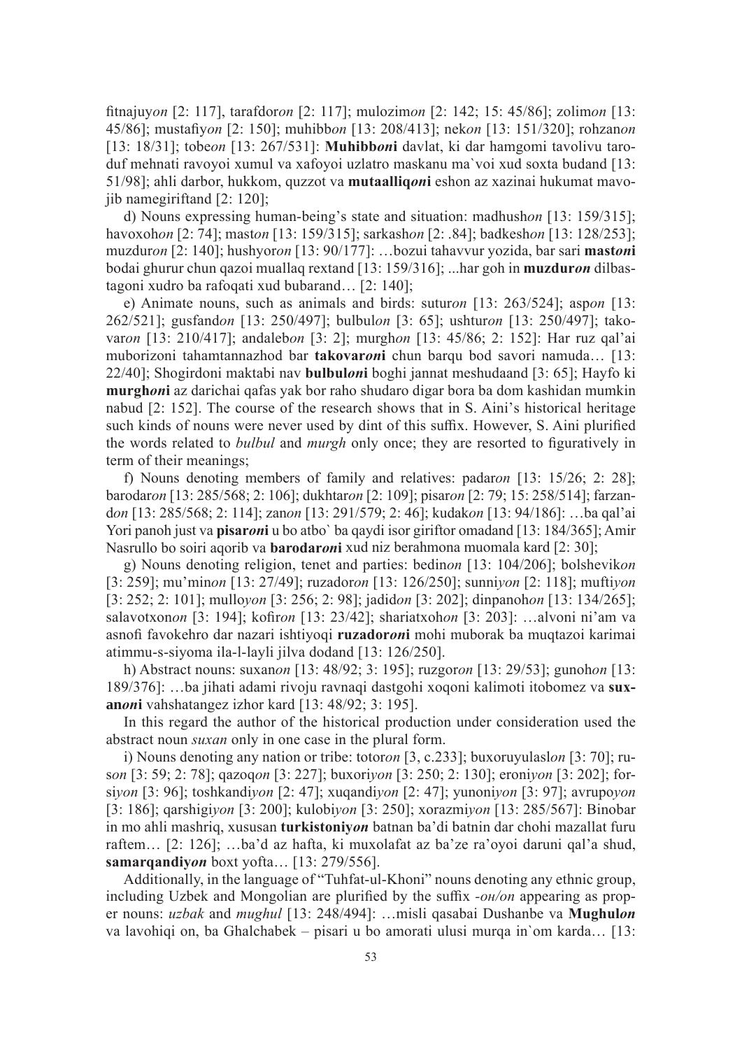fitnajuy*on* [2: 117], tarafdor*on* [2: 117]; mulozim*on* [2: 142; 15: 45/86]; zolim*on* [13: 45/86]; mustafiy*on* [2: 150]; muhibb*on* [13: 208/413]; nek*on* [13: 151/320]; rohzan*on* [13: 18/31]; tobe*on* [13: 267/531]: **Muhibb*on*i** davlat, ki dar hamgomi tavolivu taroduf mehnati ravoyoi xumul va xafoyoi uzlatro maskanu ma`voi xud soxta budand [13: 51/98]; ahli darbor, hukkom, quzzot va **mutaalliq*on*i** eshon az xazinai hukumat mavojib namegiriftand [2: 120];

d) Nouns expressing human-being's state and situation: madhush*on* [13: 159/315]; havoxoh*on* [2: 74]; mast*on* [13: 159/315]; sarkash*on* [2: .84]; badkesh*on* [13: 128/253]; muzdur*on* [2: 140]; hushyor*on* [13: 90/177]: …bozui tahavvur yozida, bar sari **mast*on*i** bodai ghurur chun qazoi muallaq rextand [13: 159/316]; ...har goh in **muzdur*on*** dilbastagoni xudro ba rafoqati xud bubarand… [2: 140];

e) Animate nouns, such as animals and birds: sutur*on* [13: 263/524]; asp*on* [13: 262/521]; gusfand*on* [13: 250/497]; bulbul*on* [3: 65]; ushtur*on* [13: 250/497]; takovar*on* [13: 210/417]; andaleb*on* [3: 2]; murgh*on* [13: 45/86; 2: 152]: Har ruz qal'ai muborizoni tahamtannazhod bar **takovar*on*i** chun barqu bod savori namuda… [13: 22/40]; Shogirdoni maktabi nav **bulbul*on*i** boghi jannat meshudaand [3: 65]; Hayfo ki **murgh*on*i** az darichai qafas yak bor raho shudaro digar bora ba dom kashidan mumkin nabud [2: 152]. The course of the research shows that in S. Aini's historical heritage such kinds of nouns were never used by dint of this suffix. However, S. Aini plurified the words related to *bulbul* and *murgh* only once; they are resorted to figuratively in term of their meanings;

f) Nouns denoting members of family and relatives: padar*on* [13: 15/26; 2: 28]; barodar*on* [13: 285/568; 2: 106]; dukhtar*on* [2: 109]; pisar*on* [2: 79; 15: 258/514]; farzand*on* [13: 285/568; 2: 114]; zan*on* [13: 291/579; 2: 46]; kudak*on* [13: 94/186]: …ba qal'ai Yori panoh just va **pisar*on*i** u bo atbo` ba qaydi isor giriftor omadand [13: 184/365]; Amir Nasrullo bo soiri aqorib va **barodar*on*i** xud niz berahmona muomala kard [2: 30];

g) Nouns denoting religion, tenet and parties: bedin*on* [13: 104/206]; bolshevik*on* [3: 259]; mu'min*on* [13: 27/49]; ruzador*on* [13: 126/250]; sunni*yon* [2: 118]; mufti*yon* [3: 252; 2: 101]; mullo*yon* [3: 256; 2: 98]; jadid*on* [3: 202]; dinpanoh*on* [13: 134/265]; salavotxon*on* [3: 194]; kofir*on* [13: 23/42]; shariatxoh*on* [3: 203]: …alvoni ni'am va asnofi favokehro dar nazari ishtiyoqi **ruzador*on*i** mohi muborak ba muqtazoi karimai atimmu-s-siyoma ila-l-layli jilva dodand [13: 126/250].

h) Abstract nouns: suxan*on* [13: 48/92; 3: 195]; ruzgor*on* [13: 29/53]; gunoh*on* [13: 189/376]: …ba jihati adami rivoju ravnaqi dastgohi xoqoni kalimoti itobomez va **suxan*on*i** vahshatangez izhor kard [13: 48/92; 3: 195].

In this regard the author of the historical production under consideration used the abstract noun *suxan* only in one case in the plural form.

i) Nouns denoting any nation or tribe: totor*on* [3, c.233]; buxoruyulasl*on* [3: 70]; rus*on* [3: 59; 2: 78]; qazoq*on* [3: 227]; buxori*yon* [3: 250; 2: 130]; eroni*yon* [3: 202]; forsi*yon* [3: 96]; toshkandi*yon* [2: 47]; xuqandi*yon* [2: 47]; yunoni*yon* [3: 97]; avrupo*yon* [3: 186]; qarshigi*yon* [3: 200]; kulobi*yon* [3: 250]; xorazmi*yon* [13: 285/567]: Binobar in mo ahli mashriq, xususan **turkistoniy*on*** batnan ba'di batnin dar chohi mazallat furu raftem… [2: 126]; …ba'd az hafta, ki muxolafat az ba'ze ra'oyoi daruni qal'a shud, **samarqandiy*on*** boxt yofta… [13: 279/556].

Additionally, in the language of "Tuhfat-ul-Khoni" nouns denoting any ethnic group, including Uzbek and Mongolian are plurified by the suffix *-он/on* appearing as proper nouns: *uzbak* and *mughul* [13: 248/494]: …misli qasabai Dushanbe va **Mughul*on*** va lavohiqi on, ba Ghalchabek – pisari u bo amorati ulusi murqa in`om karda… [13: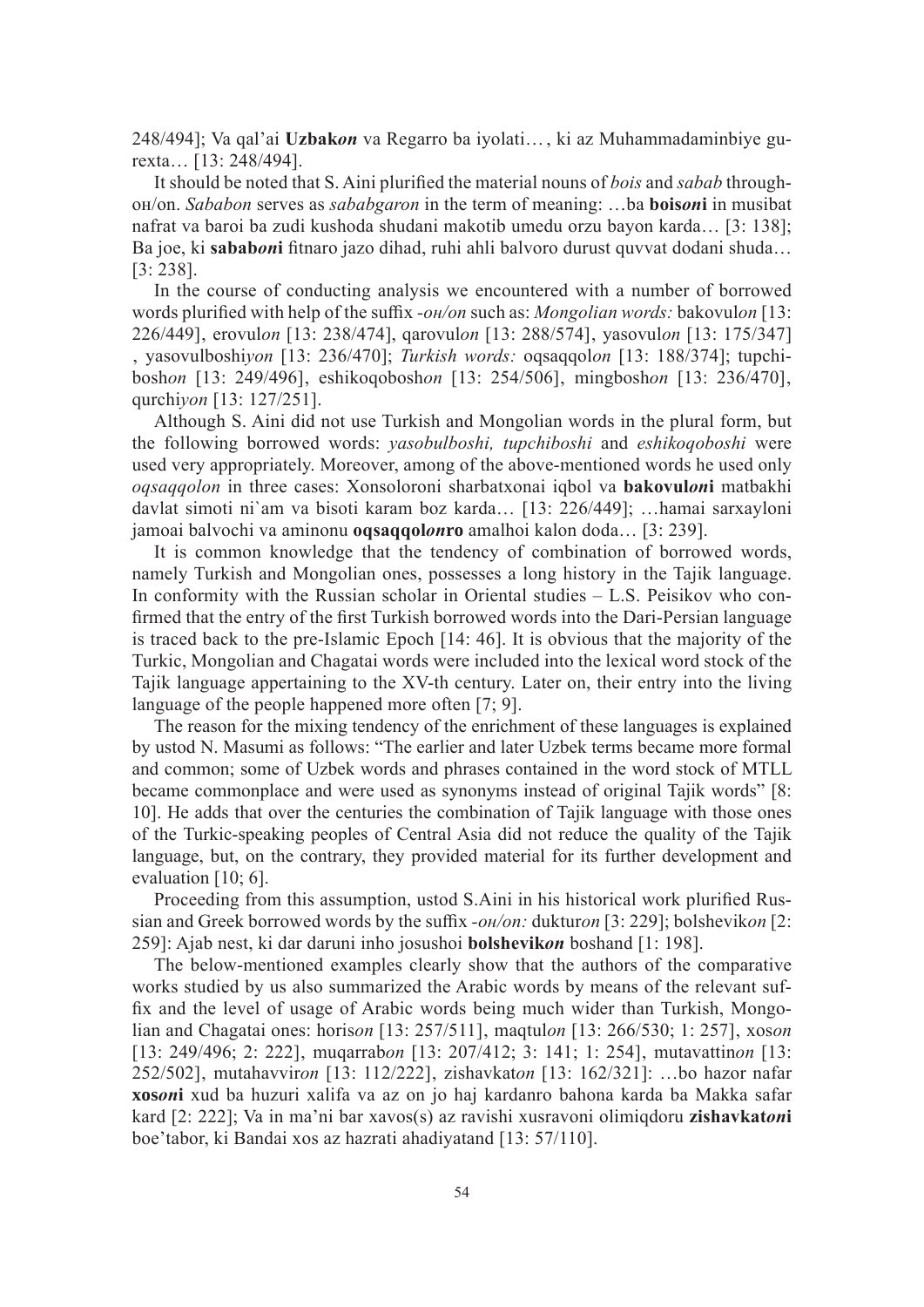248/494]; Va qal'ai **Uzbak*on*** va Regarro ba iyolati…, ki az Muhammadaminbiye gurexta… [13: 248/494].

It should be noted that S. Aini plurified the material nouns of *bois* and *sabab* through-он/on. *Sababon* serves as *sababgaron* in the term of meaning: …ba **bois*on*i** in musibat nafrat va baroi ba zudi kushoda shudani makotib umedu orzu bayon karda… [3: 138]; Ba joe, ki **sabab*on*i** fitnaro jazo dihad, ruhi ahli balvoro durust quvvat dodani shuda… [3: 238].

In the course of conducting analysis we encountered with a number of borrowed words plurified with help of the suffix *-он/on* such as: *Mongolian words:* bakovul*on* [13: 226/449], erovul*on* [13: 238/474], qarovul*on* [13: 288/574], yasovul*on* [13: 175/347], yasovulboshi*yon* [13: 236/470]; *Turkish words:* oqsaqqol*on* [13: 188/374]; tupchibosh*on* [13: 249/496], eshikoqobosh*on* [13: 254/506], mingbosh*on* [13: 236/470], qurchi*yon* [13: 127/251].

Although S. Aini did not use Turkish and Mongolian words in the plural form, but the following borrowed words: *yasobulboshi, tupchiboshi* and *eshikoqoboshi* were used very appropriately. Moreover, among of the above-mentioned words he used only *oqsaqqolon* in three cases: Xonsoloroni sharbatxonai iqbol va **bakovul*on*i** matbakhi davlat simoti ni`am va bisoti karam boz karda… [13: 226/449]; …hamai sarxayloni jamoai balvochi va aminonu **oqsaqqol*on*ro** amalhoi kalon doda… [3: 239].

It is common knowledge that the tendency of combination of borrowed words, namely Turkish and Mongolian ones, possesses a long history in the Tajik language. In conformity with the Russian scholar in Oriental studies – L.S. Peisikov who confirmed that the entry of the first Turkish borrowed words into the Dari-Persian language is traced back to the pre-Islamic Epoch [14: 46]. It is obvious that the majority of the Turkic, Mongolian and Chagatai words were included into the lexical word stock of the Tajik language appertaining to the XV-th century. Later on, their entry into the living language of the people happened more often [7; 9].

The reason for the mixing tendency of the enrichment of these languages is explained by ustod N. Masumi as follows: "The earlier and later Uzbek terms became more formal and common; some of Uzbek words and phrases contained in the word stock of MTLL became commonplace and were used as synonyms instead of original Tajik words" [8: 10]. He adds that over the centuries the combination of Tajik language with those ones of the Turkic-speaking peoples of Central Asia did not reduce the quality of the Tajik language, but, on the contrary, they provided material for its further development and evaluation [10; 6].

Proceeding from this assumption, ustod S.Aini in his historical work plurified Russian and Greek borrowed words by the suffix *-он/on:* duktur*on* [3: 229]; bolshevik*on* [2: 259]: Ajab nest, ki dar daruni inho josushoi **bolshevik*on*** boshand [1: 198].

The below-mentioned examples clearly show that the authors of the comparative works studied by us also summarized the Arabic words by means of the relevant suffix and the level of usage of Arabic words being much wider than Turkish, Mongolian and Chagatai ones: horis*on* [13: 257/511], maqtul*on* [13: 266/530; 1: 257], xos*on* [13: 249/496; 2: 222], muqarrab*on* [13: 207/412; 3: 141; 1: 254], mutavattin*on* [13: 252/502], mutahavvir*on* [13: 112/222], zishavkat*on* [13: 162/321]: …bo hazor nafar **xos*on*i** xud ba huzuri xalifa va az on jo haj kardanro bahona karda ba Makka safar kard [2: 222]; Va in ma'ni bar xavos(s) az ravishi xusravoni olimiqdoru **zishavkat*on*i** boe'tabor, ki Bandai xos az hazrati ahadiyatand [13: 57/110].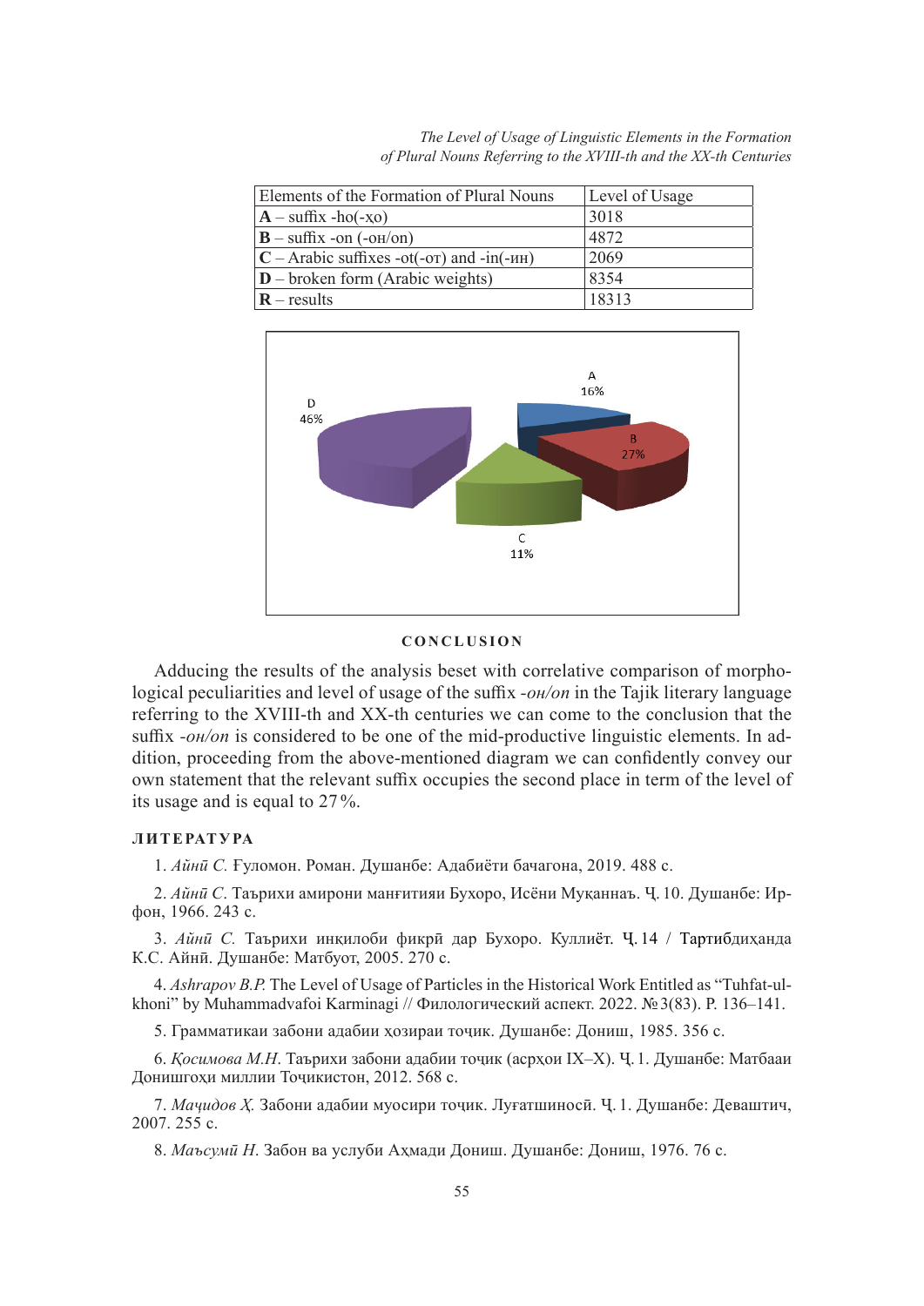| Elements of the Formation of Plural Nouns | Level of Usage |
|---|---|
| **A** – suffix -ho(-хо) | 3018 |
| **B** – suffix -on (-он/on) | 4872 |
| **C** – Arabic suffixes -ot(-от) and -in(-ин) | 2069 |
| **D** – broken form (Arabic weights) | 8354 |
| **R** – results | 18313 |

A 16%

B 27%

C 11%

D 46%

## CONCLUSION

Adducing the results of the analysis beset with correlative comparison of morphological peculiarities and level of usage of the suffix *-он/on* in the Tajik literary language referring to the XVIII-th and XX-th centuries we can come to the conclusion that the suffix *-он/on* is considered to be one of the mid-productive linguistic elements. In addition, proceeding from the above-mentioned diagram we can confidently convey our own statement that the relevant suffix occupies the second place in term of the level of its usage and is equal to 27%.

## ЛИТЕРАТУРА

1. *Айнӣ С.* Ғуломон. Роман. Душанбе: Адабиёти бачагона, 2019. 488 с.

2. *Айнӣ С*. Таърихи амирони манғитияи Бухоро, Исёни Муқаннаъ. Ҷ. 10. Душанбе: Ирфон, 1966. 243 с.

3. *Айнӣ С.* Таърихи инқилоби фикрӣ дар Бухоро. Куллиёт. Ҷ. 14 / Тартибдиҳанда К.С. Айнӣ. Душанбе: Матбуот, 2005. 270 с.

4. *Ashrapov B.P.* The Level of Usage of Particles in the Historical Work Entitled as "Tuhfat-ul-khoni" by Muhammadvafoi Karminagi // Филологический аспект. 2022. №3(83). P. 136–141.

5. Грамматикаи забони адабии ҳозираи тоҷик. Душанбе: Дониш, 1985. 356 с.

6. *Қосимова М.Н*. Таърихи забони адабии тоҷик (асрҳои IX–X). Ҷ. 1. Душанбе: Матбааи Донишгоҳи миллии Тоҷикистон, 2012. 568 с.

7. *Маҷидов Ҳ.* Забони адабии муосири тоҷик. Луғатшиносӣ. Ҷ. 1. Душанбе: Деваштич, 2007. 255 с.

8. *Маъсумӣ Н.* Забон ва услуби Аҳмади Дониш. Душанбе: Дониш, 1976. 76 с.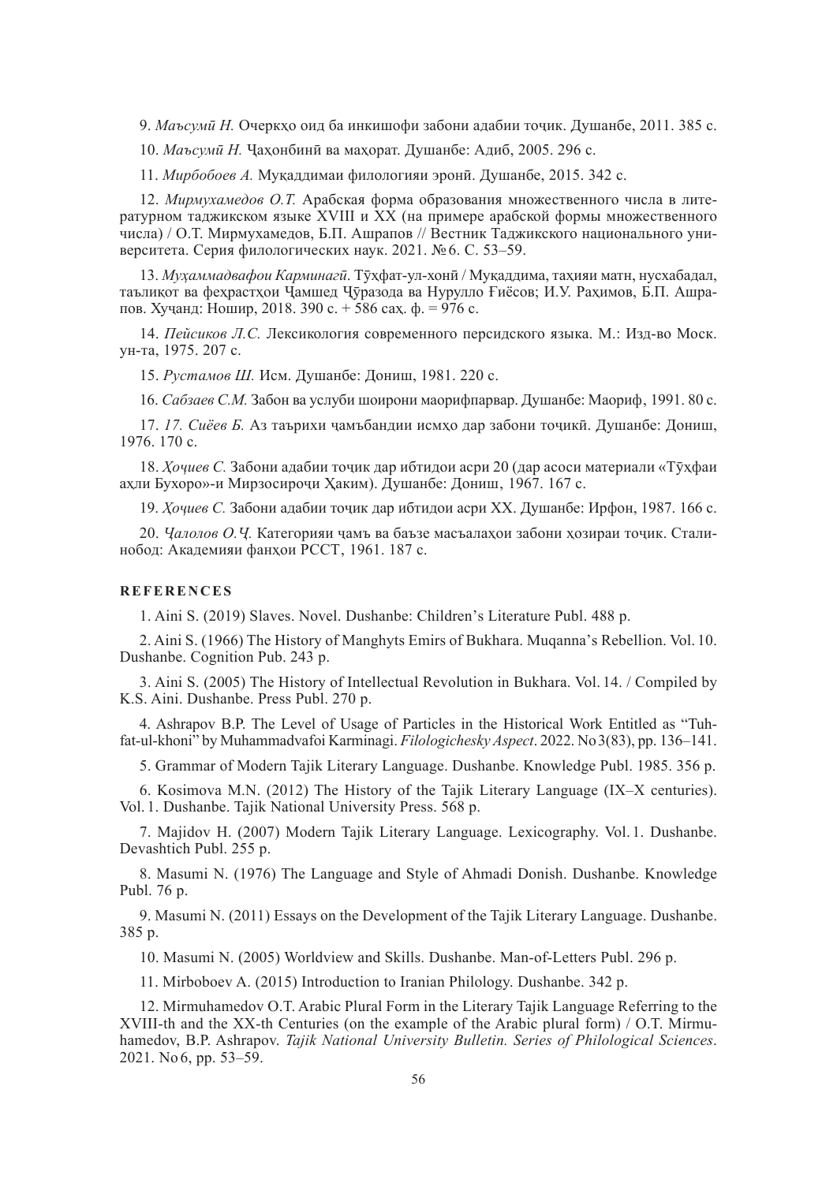9. *Маъсумӣ Н.* Очеркҳо оид ба инкишофи забони адабии тоҷик. Душанбе, 2011. 385 с.

10. *Маъсумӣ Н.* Ҷаҳонбинӣ ва маҳорат. Душанбе: Адиб, 2005. 296 с.

11. *Мирбобоев А.* Муқаддимаи филологияи эронӣ. Душанбе, 2015. 342 с.

12. *Мирмухамедов О.Т.* Арабская форма образования множественного числа в литературном таджикском языке XVIII и XX (на примере арабской формы множественного числа) / О.Т. Мирмухамедов, Б.П. Ашрапов // Вестник Таджикского национального университета. Серия филологических наук. 2021. №6. С. 53–59.

13. *Муҳаммадвафои Карминагӣ*. Тӯҳфат-ул-хонӣ / Муқаддима, таҳияи матн, нусхабадал, таълиқот ва феҳрастҳои Ҷамшед Ҷӯразода ва Нурулло Ғиёсов; И.У. Раҳимов, Б.П. Ашрапов. Хуҷанд: Ношир, 2018. 390 с. + 586 саҳ. ф. = 976 с.

14. *Пейсиков Л.С.* Лексикология современного персидского языка. М.: Изд-во Моск. ун-та, 1975. 207 с.

15. *Рустамов Ш.* Исм. Душанбе: Дониш, 1981. 220 с.

16. *Сабзаев С.М.* Забон ва услуби шоирони маорифпарвар. Душанбе: Маориф, 1991. 80 с.

17. *17. Сиёев Б.* Аз таърихи ҷамъбандии исмҳо дар забони тоҷикӣ. Душанбе: Дониш, 1976. 170 с.

18. *Ҳоҷиев С.* Забони адабии тоҷик дар ибтидои асри 20 (дар асоси материали «Тӯҳфаи аҳли Бухоро»-и Мирзосироҷи Ҳаким). Душанбе: Дониш, 1967. 167 с.

19. *Ҳоҷиев С.* Забони адабии тоҷик дар ибтидои асри XX. Душанбе: Ирфон, 1987. 166 с.

20. *Ҷалолов О.Ҷ.* Категорияи ҷамъ ва баъзе масъалаҳои забони ҳозираи тоҷик. Сталинобод: Академияи фанҳои РССТ, 1961. 187 с.

## REFERENCES

1. Aini S. (2019) Slaves. Novel. Dushanbe: Children's Literature Publ. 488 p.

2. Aini S. (1966) The History of Manghyts Emirs of Bukhara. Muqanna's Rebellion. Vol. 10. Dushanbe. Cognition Pub. 243 p.

3. Aini S. (2005) The History of Intellectual Revolution in Bukhara. Vol. 14. / Compiled by K.S. Aini. Dushanbe. Press Publ. 270 p.

4. Ashrapov B.P. The Level of Usage of Particles in the Historical Work Entitled as "Tuhfat-ul-khoni" by Muhammadvafoi Karminagi. *Filologichesky Aspect*. 2022. No 3(83), pp. 136–141.

5. Grammar of Modern Tajik Literary Language. Dushanbe. Knowledge Publ. 1985. 356 p.

6. Kosimova M.N. (2012) The History of the Tajik Literary Language (IX–X centuries). Vol. 1. Dushanbe. Tajik National University Press. 568 p.

7. Majidov H. (2007) Modern Tajik Literary Language. Lexicography. Vol. 1. Dushanbe. Devashtich Publ. 255 p.

8. Masumi N. (1976) The Language and Style of Ahmadi Donish. Dushanbe. Knowledge Publ. 76 p.

9. Masumi N. (2011) Essays on the Development of the Tajik Literary Language. Dushanbe. 385 p.

10. Masumi N. (2005) Worldview and Skills. Dushanbe. Man-of-Letters Publ. 296 p.

11. Mirboboev A. (2015) Introduction to Iranian Philology. Dushanbe. 342 p.

12. Mirmuhamedov O.T. Arabic Plural Form in the Literary Tajik Language Referring to the XVIII-th and the XX-th Centuries (on the example of the Arabic plural form) / O.T. Mirmuhamedov, B.P. Ashrapov. *Tajik National University Bulletin. Series of Philological Sciences*. 2021. No 6, pp. 53–59.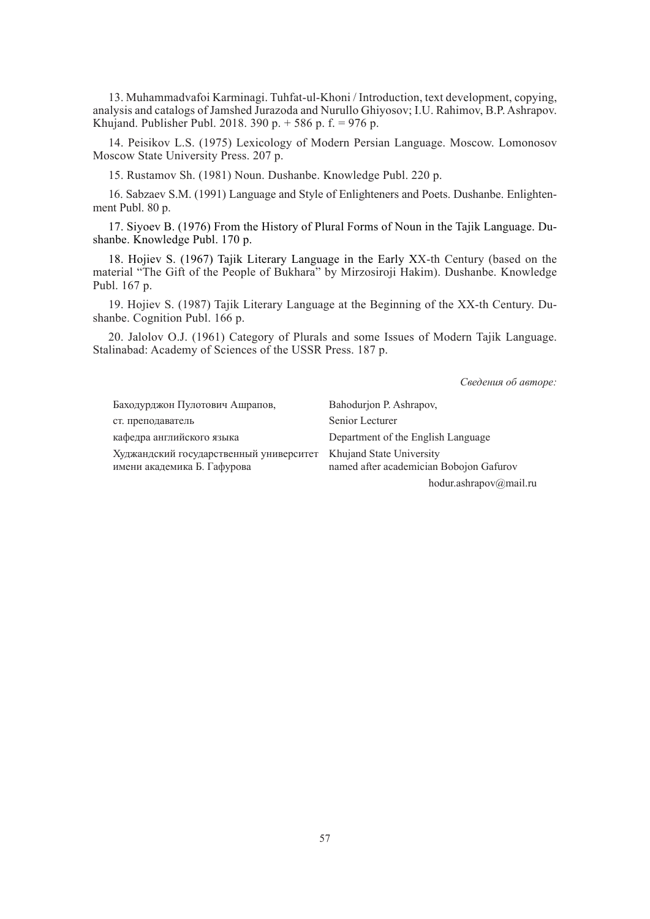13. Muhammadvafoi Karminagi. Tuhfat-ul-Khoni / Introduction, text development, copying, analysis and catalogs of Jamshed Jurazoda and Nurullo Ghiyosov; I.U. Rahimov, B.P. Ashrapov. Khujand. Publisher Publ. 2018. 390 p. + 586 p. f. = 976 p.

14. Peisikov L.S. (1975) Lexicology of Modern Persian Language. Moscow. Lomonosov Moscow State University Press. 207 p.

15. Rustamov Sh. (1981) Noun. Dushanbe. Knowledge Publ. 220 p.

16. Sabzaev S.M. (1991) Language and Style of Enlighteners and Poets. Dushanbe. Enlightenment Publ. 80 p.

17. Siyoev B. (1976) From the History of Plural Forms of Noun in the Tajik Language. Dushanbe. Knowledge Publ. 170 p.

18. Hojiev S. (1967) Tajik Literary Language in the Early XX-th Century (based on the material "The Gift of the People of Bukhara" by Mirzosiroji Hakim). Dushanbe. Knowledge Publ. 167 p.

19. Hojiev S. (1987) Tajik Literary Language at the Beginning of the XX-th Century. Dushanbe. Cognition Publ. 166 p.

20. Jalolov O.J. (1961) Category of Plurals and some Issues of Modern Tajik Language. Stalinabad: Academy of Sciences of the USSR Press. 187 p.

*Сведения об авторе:*

Баходурджон Пулотович Ашрапов,
ст. преподаватель
кафедра английского языка
Худжандский государственный университет имени академика Б. Гафурова

Bahodurjon P. Ashrapov,
Senior Lecturer
Department of the English Language
Khujand State University named after academician Bobojon Gafurov

hodur.ashrapov@mail.ru